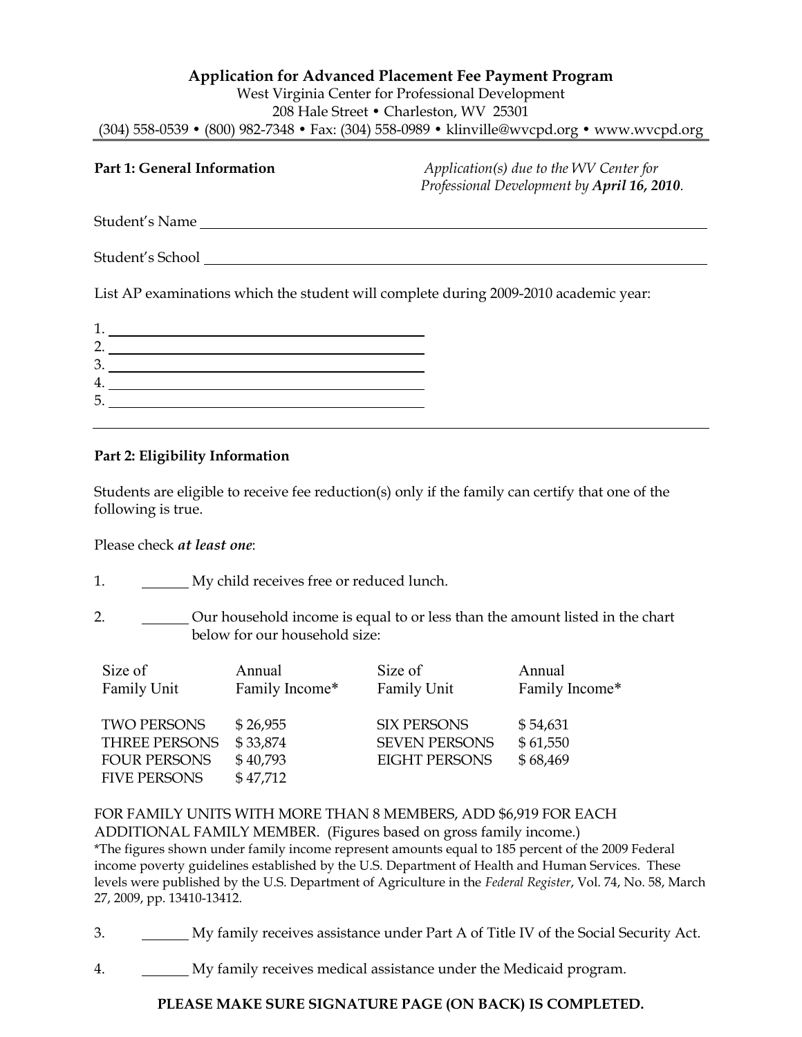# Application for Advanced Placement Fee Payment Program

West Virginia Center for Professional Development
208 Hale Street • Charleston, WV 25301
(304) 558-0539 • (800) 982-7348 • Fax: (304) 558-0989 • klinville@wvcpd.org • www.wvcpd.org

**Part 1: General Information**

*Application(s) due to the WV Center for Professional Development by* ***April 16, 2010****.*

Student's Name ____________________________________________

Student's School ____________________________________________

List AP examinations which the student will complete during 2009-2010 academic year:

1. ______________________________
2. ______________________________
3. ______________________________
4. ______________________________
5. ______________________________

---

**Part 2: Eligibility Information**

Students are eligible to receive fee reduction(s) only if the family can certify that one of the following is true.

Please check ***at least one***:

1. ______ My child receives free or reduced lunch.

2. ______ Our household income is equal to or less than the amount listed in the chart below for our household size:

| Size of Family Unit | Annual Family Income* | Size of Family Unit | Annual Family Income* |
|---|---|---|---|
| TWO PERSONS | $ 26,955 | SIX PERSONS | $ 54,631 |
| THREE PERSONS | $ 33,874 | SEVEN PERSONS | $ 61,550 |
| FOUR PERSONS | $ 40,793 | EIGHT PERSONS | $ 68,469 |
| FIVE PERSONS | $ 47,712 | | |

FOR FAMILY UNITS WITH MORE THAN 8 MEMBERS, ADD $6,919 FOR EACH ADDITIONAL FAMILY MEMBER. (Figures based on gross family income.)

*The figures shown under family income represent amounts equal to 185 percent of the 2009 Federal income poverty guidelines established by the U.S. Department of Health and Human Services. These levels were published by the U.S. Department of Agriculture in the *Federal Register*, Vol. 74, No. 58, March 27, 2009, pp. 13410-13412.

3. ______ My family receives assistance under Part A of Title IV of the Social Security Act.

4. ______ My family receives medical assistance under the Medicaid program.

**PLEASE MAKE SURE SIGNATURE PAGE (ON BACK) IS COMPLETED.**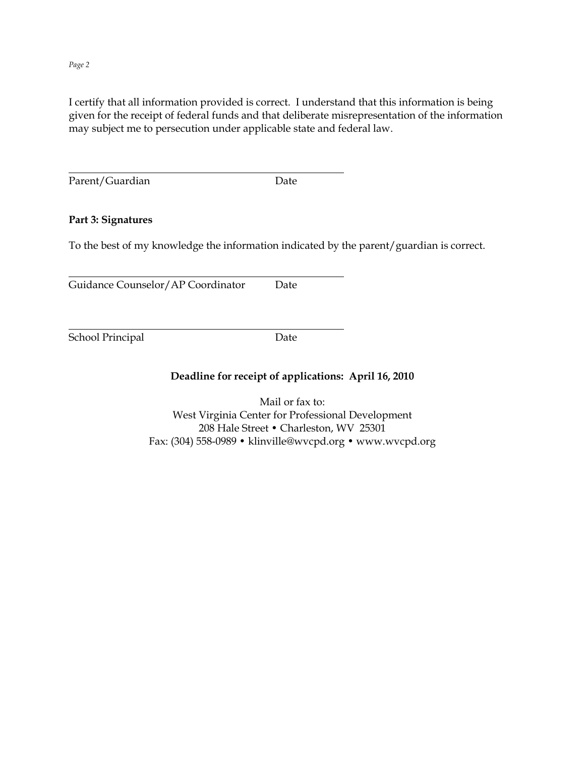I certify that all information provided is correct. I understand that this information is being given for the receipt of federal funds and that deliberate misrepresentation of the information may subject me to persecution under applicable state and federal law.

\_\_\_\_\_\_\_\_\_\_\_\_\_\_\_\_\_\_\_\_\_\_\_\_\_\_\_\_\_\_\_\_\_\_\_\_\_\_\_\_\_\_\_\_\_\_

Parent/Guardian Date

**Part 3: Signatures**

To the best of my knowledge the information indicated by the parent/guardian is correct.

\_\_\_\_\_\_\_\_\_\_\_\_\_\_\_\_\_\_\_\_\_\_\_\_\_\_\_\_\_\_\_\_\_\_\_\_\_\_\_\_\_\_\_\_\_\_

Guidance Counselor/AP Coordinator Date

\_\_\_\_\_\_\_\_\_\_\_\_\_\_\_\_\_\_\_\_\_\_\_\_\_\_\_\_\_\_\_\_\_\_\_\_\_\_\_\_\_\_\_\_\_\_

School Principal Date

**Deadline for receipt of applications: April 16, 2010**

Mail or fax to:
West Virginia Center for Professional Development
208 Hale Street • Charleston, WV 25301
Fax: (304) 558-0989 • klinville@wvcpd.org • www.wvcpd.org